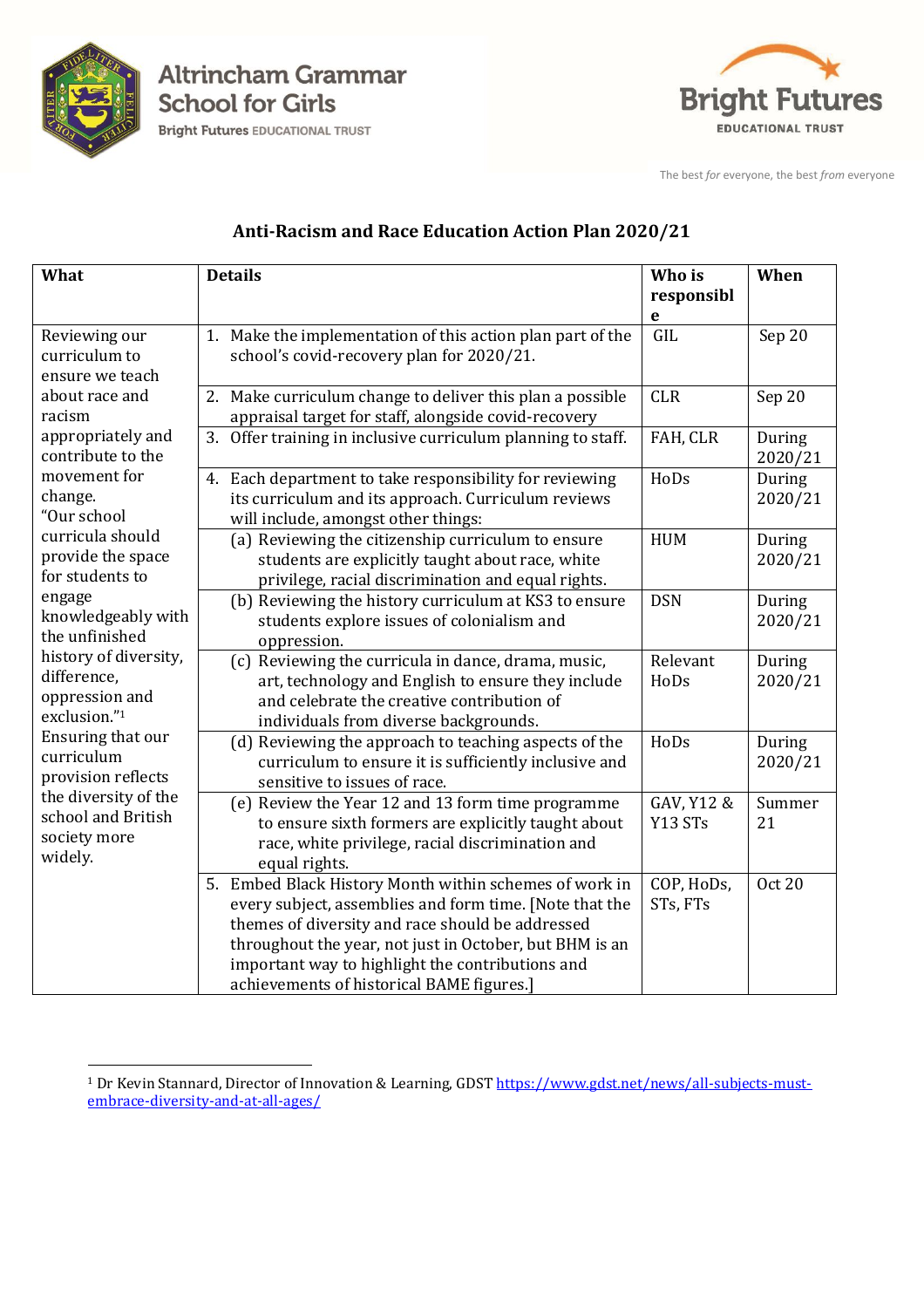Altrincham Grammar School for Girls
Bright Futures EDUCATIONAL TRUST

Bright Futures EDUCATIONAL TRUST

The best *for* everyone, the best *from* everyone

## Anti-Racism and Race Education Action Plan 2020/21

| What | Details | Who is responsible | When |
|---|---|---|---|
| Reviewing our curriculum to ensure we teach about race and racism appropriately and contribute to the movement for change. "Our school curricula should provide the space for students to engage knowledgeably with the unfinished history of diversity, difference, oppression and exclusion."[1] Ensuring that our curriculum provision reflects the diversity of the school and British society more widely. | 1. Make the implementation of this action plan part of the school's covid-recovery plan for 2020/21. | GIL | Sep 20 |
| | 2. Make curriculum change to deliver this plan a possible appraisal target for staff, alongside covid-recovery | CLR | Sep 20 |
| | 3. Offer training in inclusive curriculum planning to staff. | FAH, CLR | During 2020/21 |
| | 4. Each department to take responsibility for reviewing its curriculum and its approach. Curriculum reviews will include, amongst other things: | HoDs | During 2020/21 |
| | (a) Reviewing the citizenship curriculum to ensure students are explicitly taught about race, white privilege, racial discrimination and equal rights. | HUM | During 2020/21 |
| | (b) Reviewing the history curriculum at KS3 to ensure students explore issues of colonialism and oppression. | DSN | During 2020/21 |
| | (c) Reviewing the curricula in dance, drama, music, art, technology and English to ensure they include and celebrate the creative contribution of individuals from diverse backgrounds. | Relevant HoDs | During 2020/21 |
| | (d) Reviewing the approach to teaching aspects of the curriculum to ensure it is sufficiently inclusive and sensitive to issues of race. | HoDs | During 2020/21 |
| | (e) Review the Year 12 and 13 form time programme to ensure sixth formers are explicitly taught about race, white privilege, racial discrimination and equal rights. | GAV, Y12 & Y13 STs | Summer 21 |
| | 5. Embed Black History Month within schemes of work in every subject, assemblies and form time. [Note that the themes of diversity and race should be addressed throughout the year, not just in October, but BHM is an important way to highlight the contributions and achievements of historical BAME figures.] | COP, HoDs, STs, FTs | Oct 20 |

[1] Dr Kevin Stannard, Director of Innovation & Learning, GDST https://www.gdst.net/news/all-subjects-must-embrace-diversity-and-at-all-ages/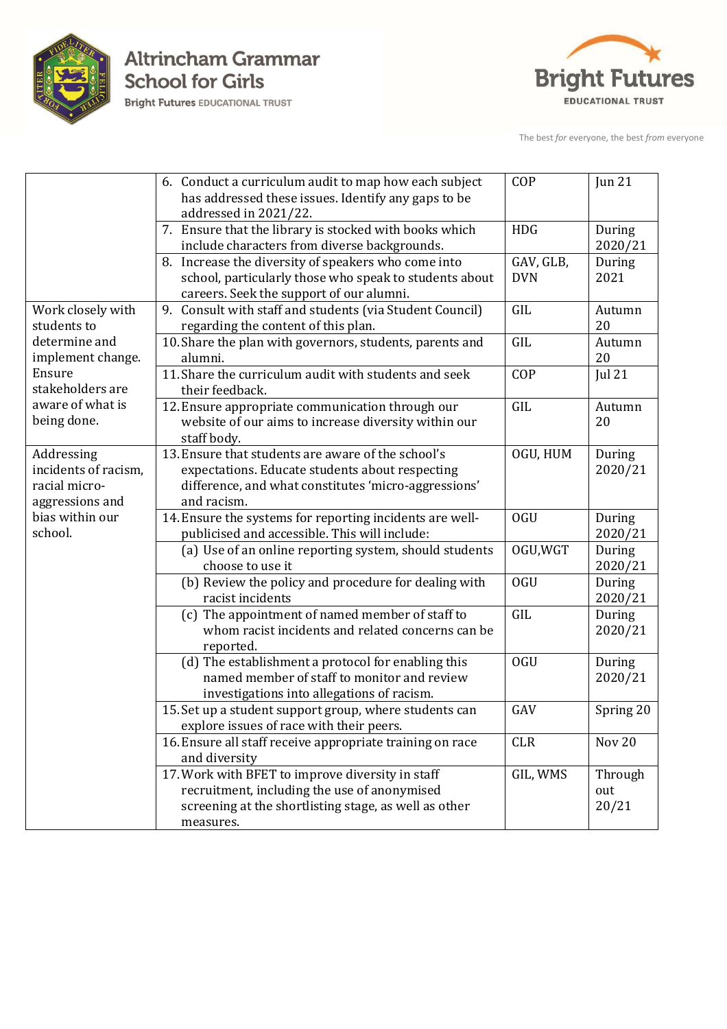| | | | |
|---|---|---|---|
| | 6. Conduct a curriculum audit to map how each subject has addressed these issues. Identify any gaps to be addressed in 2021/22. | COP | Jun 21 |
| | 7. Ensure that the library is stocked with books which include characters from diverse backgrounds. | HDG | During 2020/21 |
| | 8. Increase the diversity of speakers who come into school, particularly those who speak to students about careers. Seek the support of our alumni. | GAV, GLB, DVN | During 2021 |
| Work closely with students to determine and implement change. Ensure stakeholders are aware of what is being done. | 9. Consult with staff and students (via Student Council) regarding the content of this plan. | GIL | Autumn 20 |
| | 10. Share the plan with governors, students, parents and alumni. | GIL | Autumn 20 |
| | 11. Share the curriculum audit with students and seek their feedback. | COP | Jul 21 |
| | 12. Ensure appropriate communication through our website of our aims to increase diversity within our staff body. | GIL | Autumn 20 |
| Addressing incidents of racism, racial micro-aggressions and bias within our school. | 13. Ensure that students are aware of the school's expectations. Educate students about respecting difference, and what constitutes 'micro-aggressions' and racism. | OGU, HUM | During 2020/21 |
| | 14. Ensure the systems for reporting incidents are well-publicised and accessible. This will include: | OGU | During 2020/21 |
| | (a) Use of an online reporting system, should students choose to use it | OGU,WGT | During 2020/21 |
| | (b) Review the policy and procedure for dealing with racist incidents | OGU | During 2020/21 |
| | (c) The appointment of named member of staff to whom racist incidents and related concerns can be reported. | GIL | During 2020/21 |
| | (d) The establishment a protocol for enabling this named member of staff to monitor and review investigations into allegations of racism. | OGU | During 2020/21 |
| | 15. Set up a student support group, where students can explore issues of race with their peers. | GAV | Spring 20 |
| | 16. Ensure all staff receive appropriate training on race and diversity | CLR | Nov 20 |
| | 17. Work with BFET to improve diversity in staff recruitment, including the use of anonymised screening at the shortlisting stage, as well as other measures. | GIL, WMS | Through out 20/21 |